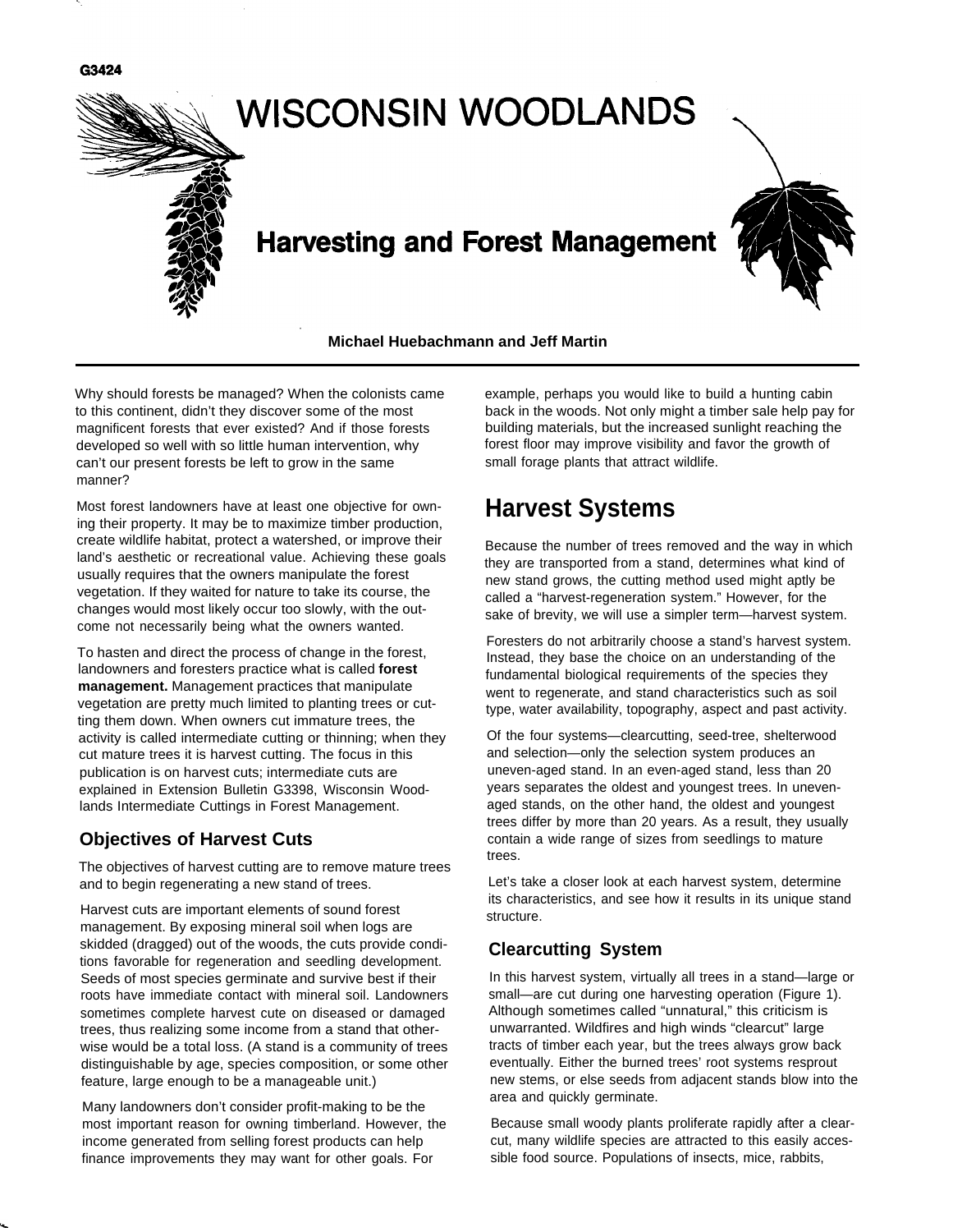G3424

# WISCONSIN WOODLANDS

## Harvesting and Forest Management

**Michael Huebachmann and Jeff Martin**

Why should forests be managed? When the colonists came to this continent, didn't they discover some of the most magnificent forests that ever existed? And if those forests developed so well with so little human intervention, why can't our present forests be left to grow in the same manner?

Most forest landowners have at least one objective for owning their property. It may be to maximize timber production, create wildlife habitat, protect a watershed, or improve their land's aesthetic or recreational value. Achieving these goals usually requires that the owners manipulate the forest vegetation. If they waited for nature to take its course, the changes would most likely occur too slowly, with the outcome not necessarily being what the owners wanted.

To hasten and direct the process of change in the forest, landowners and foresters practice what is called **forest management.** Management practices that manipulate vegetation are pretty much limited to planting trees or cutting them down. When owners cut immature trees, the activity is called intermediate cutting or thinning; when they cut mature trees it is harvest cutting. The focus in this publication is on harvest cuts; intermediate cuts are explained in Extension Bulletin G3398, Wisconsin Woodlands Intermediate Cuttings in Forest Management.

### Objectives of Harvest Cuts

The objectives of harvest cutting are to remove mature trees and to begin regenerating a new stand of trees.

Harvest cuts are important elements of sound forest management. By exposing mineral soil when logs are skidded (dragged) out of the woods, the cuts provide conditions favorable for regeneration and seedling development. Seeds of most species germinate and survive best if their roots have immediate contact with mineral soil. Landowners sometimes complete harvest cute on diseased or damaged trees, thus realizing some income from a stand that otherwise would be a total loss. (A stand is a community of trees distinguishable by age, species composition, or some other feature, large enough to be a manageable unit.)

Many landowners don't consider profit-making to be the most important reason for owning timberland. However, the income generated from selling forest products can help finance improvements they may want for other goals. For example, perhaps you would like to build a hunting cabin back in the woods. Not only might a timber sale help pay for building materials, but the increased sunlight reaching the forest floor may improve visibility and favor the growth of small forage plants that attract wildlife.

## Harvest Systems

Because the number of trees removed and the way in which they are transported from a stand, determines what kind of new stand grows, the cutting method used might aptly be called a "harvest-regeneration system." However, for the sake of brevity, we will use a simpler term—harvest system.

Foresters do not arbitrarily choose a stand's harvest system. Instead, they base the choice on an understanding of the fundamental biological requirements of the species they went to regenerate, and stand characteristics such as soil type, water availability, topography, aspect and past activity.

Of the four systems—clearcutting, seed-tree, shelterwood and selection—only the selection system produces an uneven-aged stand. In an even-aged stand, less than 20 years separates the oldest and youngest trees. In uneven-aged stands, on the other hand, the oldest and youngest trees differ by more than 20 years. As a result, they usually contain a wide range of sizes from seedlings to mature trees.

Let's take a closer look at each harvest system, determine its characteristics, and see how it results in its unique stand structure.

### Clearcutting System

In this harvest system, virtually all trees in a stand—large or small—are cut during one harvesting operation (Figure 1). Although sometimes called "unnatural," this criticism is unwarranted. Wildfires and high winds "clearcut" large tracts of timber each year, but the trees always grow back eventually. Either the burned trees' root systems resprout new stems, or else seeds from adjacent stands blow into the area and quickly germinate.

Because small woody plants proliferate rapidly after a clearcut, many wildlife species are attracted to this easily accessible food source. Populations of insects, mice, rabbits,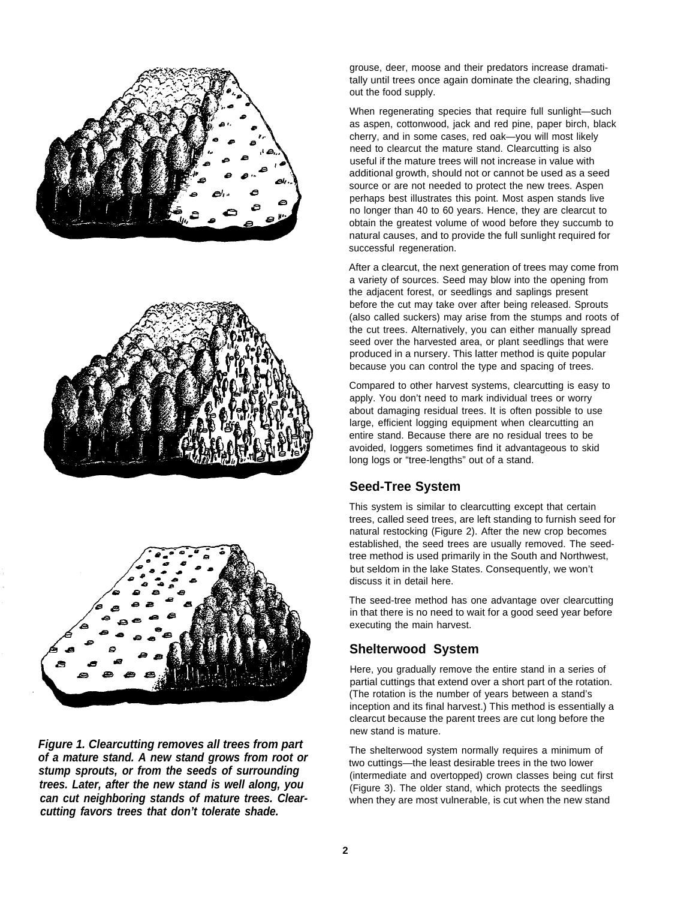*Figure 1. Clearcutting removes all trees from part of a mature stand. A new stand grows from root or stump sprouts, or from the seeds of surrounding trees. Later, after the new stand is well along, you can cut neighboring stands of mature trees. Clearcutting favors trees that don't tolerate shade.*

grouse, deer, moose and their predators increase dramatitally until trees once again dominate the clearing, shading out the food supply.

When regenerating species that require full sunlight—such as aspen, cottonwood, jack and red pine, paper birch, black cherry, and in some cases, red oak—you will most likely need to clearcut the mature stand. Clearcutting is also useful if the mature trees will not increase in value with additional growth, should not or cannot be used as a seed source or are not needed to protect the new trees. Aspen perhaps best illustrates this point. Most aspen stands live no longer than 40 to 60 years. Hence, they are clearcut to obtain the greatest volume of wood before they succumb to natural causes, and to provide the full sunlight required for successful regeneration.

After a clearcut, the next generation of trees may come from a variety of sources. Seed may blow into the opening from the adjacent forest, or seedlings and saplings present before the cut may take over after being released. Sprouts (also called suckers) may arise from the stumps and roots of the cut trees. Alternatively, you can either manually spread seed over the harvested area, or plant seedlings that were produced in a nursery. This latter method is quite popular because you can control the type and spacing of trees.

Compared to other harvest systems, clearcutting is easy to apply. You don't need to mark individual trees or worry about damaging residual trees. It is often possible to use large, efficient logging equipment when clearcutting an entire stand. Because there are no residual trees to be avoided, loggers sometimes find it advantageous to skid long logs or "tree-lengths" out of a stand.

## Seed-Tree System

This system is similar to clearcutting except that certain trees, called seed trees, are left standing to furnish seed for natural restocking (Figure 2). After the new crop becomes established, the seed trees are usually removed. The seed-tree method is used primarily in the South and Northwest, but seldom in the lake States. Consequently, we won't discuss it in detail here.

The seed-tree method has one advantage over clearcutting in that there is no need to wait for a good seed year before executing the main harvest.

## Shelterwood System

Here, you gradually remove the entire stand in a series of partial cuttings that extend over a short part of the rotation. (The rotation is the number of years between a stand's inception and its final harvest.) This method is essentially a clearcut because the parent trees are cut long before the new stand is mature.

The shelterwood system normally requires a minimum of two cuttings—the least desirable trees in the two lower (intermediate and overtopped) crown classes being cut first (Figure 3). The older stand, which protects the seedlings when they are most vulnerable, is cut when the new stand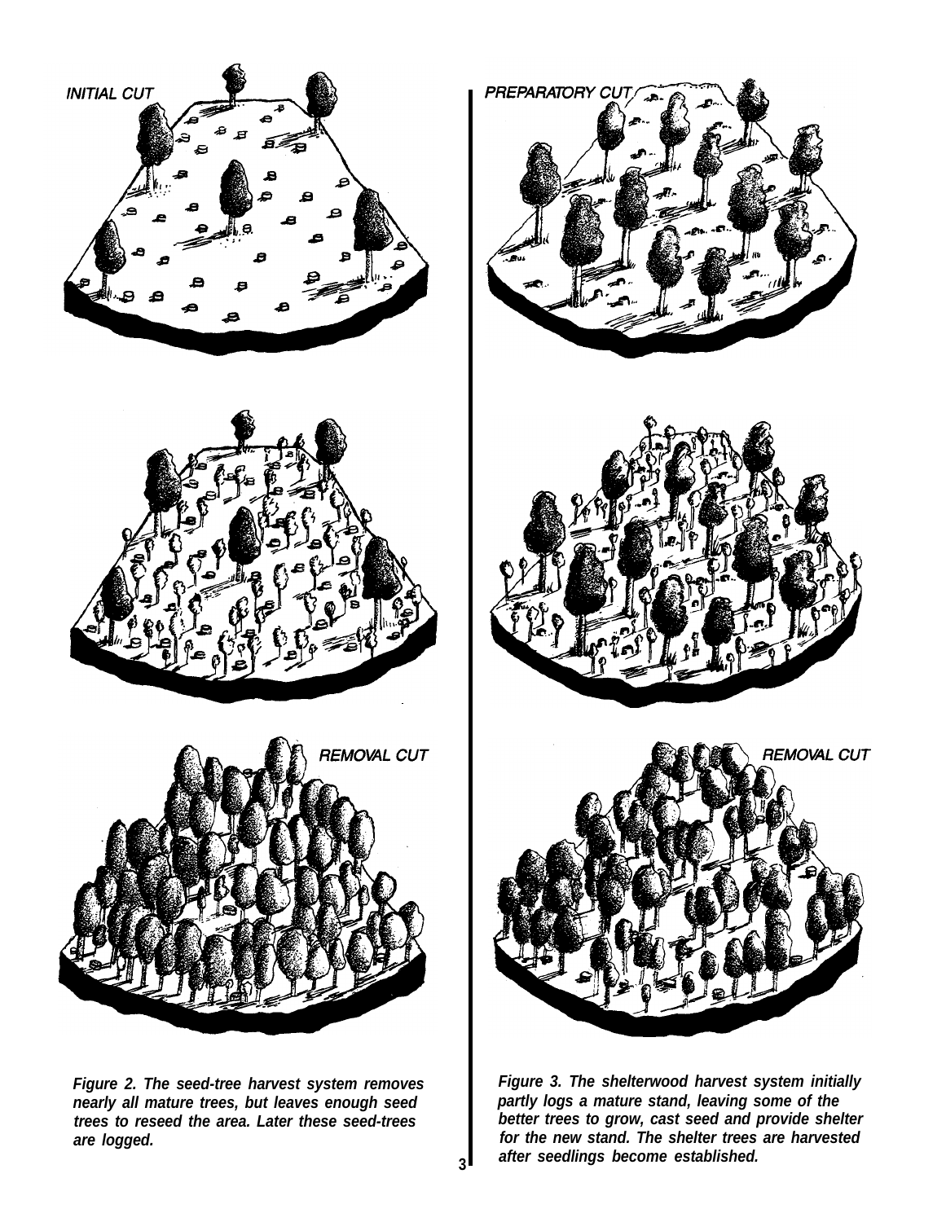INITIAL CUT

PREPARATORY CUT

REMOVAL CUT

REMOVAL CUT

***Figure 2. The seed-tree harvest system removes nearly all mature trees, but leaves enough seed trees to reseed the area. Later these seed-trees are logged.***

***Figure 3. The shelterwood harvest system initially partly logs a mature stand, leaving some of the better trees to grow, cast seed and provide shelter for the new stand. The shelter trees are harvested after seedlings become established.***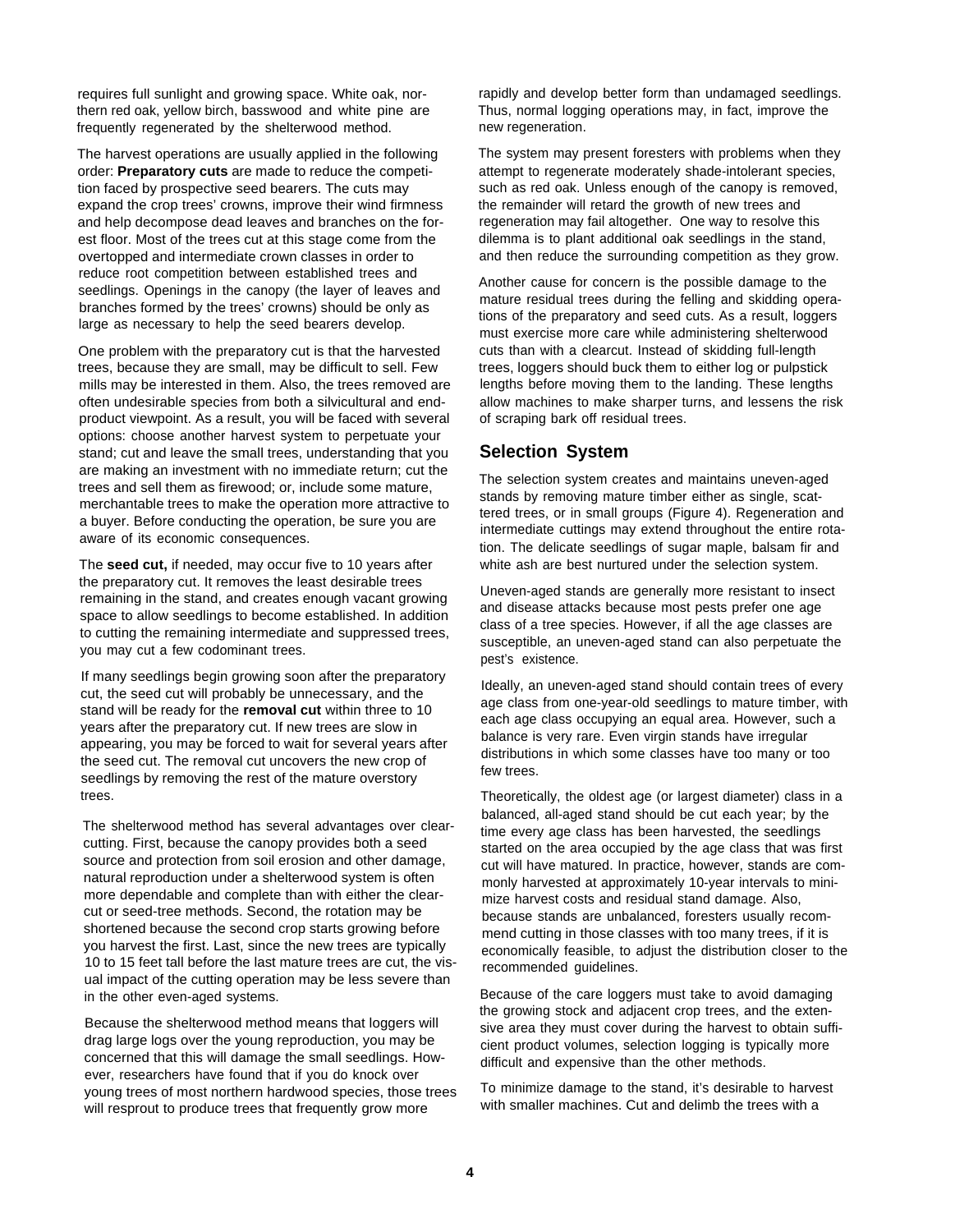requires full sunlight and growing space. White oak, northern red oak, yellow birch, basswood and white pine are frequently regenerated by the shelterwood method.

The harvest operations are usually applied in the following order: **Preparatory cuts** are made to reduce the competition faced by prospective seed bearers. The cuts may expand the crop trees' crowns, improve their wind firmness and help decompose dead leaves and branches on the forest floor. Most of the trees cut at this stage come from the overtopped and intermediate crown classes in order to reduce root competition between established trees and seedlings. Openings in the canopy (the layer of leaves and branches formed by the trees' crowns) should be only as large as necessary to help the seed bearers develop.

One problem with the preparatory cut is that the harvested trees, because they are small, may be difficult to sell. Few mills may be interested in them. Also, the trees removed are often undesirable species from both a silvicultural and end-product viewpoint. As a result, you will be faced with several options: choose another harvest system to perpetuate your stand; cut and leave the small trees, understanding that you are making an investment with no immediate return; cut the trees and sell them as firewood; or, include some mature, merchantable trees to make the operation more attractive to a buyer. Before conducting the operation, be sure you are aware of its economic consequences.

The **seed cut,** if needed, may occur five to 10 years after the preparatory cut. It removes the least desirable trees remaining in the stand, and creates enough vacant growing space to allow seedlings to become established. In addition to cutting the remaining intermediate and suppressed trees, you may cut a few codominant trees.

If many seedlings begin growing soon after the preparatory cut, the seed cut will probably be unnecessary, and the stand will be ready for the **removal cut** within three to 10 years after the preparatory cut. If new trees are slow in appearing, you may be forced to wait for several years after the seed cut. The removal cut uncovers the new crop of seedlings by removing the rest of the mature overstory trees.

The shelterwood method has several advantages over clearcutting. First, because the canopy provides both a seed source and protection from soil erosion and other damage, natural reproduction under a shelterwood system is often more dependable and complete than with either the clearcut or seed-tree methods. Second, the rotation may be shortened because the second crop starts growing before you harvest the first. Last, since the new trees are typically 10 to 15 feet tall before the last mature trees are cut, the visual impact of the cutting operation may be less severe than in the other even-aged systems.

Because the shelterwood method means that loggers will drag large logs over the young reproduction, you may be concerned that this will damage the small seedlings. However, researchers have found that if you do knock over young trees of most northern hardwood species, those trees will resprout to produce trees that frequently grow more rapidly and develop better form than undamaged seedlings. Thus, normal logging operations may, in fact, improve the new regeneration.

The system may present foresters with problems when they attempt to regenerate moderately shade-intolerant species, such as red oak. Unless enough of the canopy is removed, the remainder will retard the growth of new trees and regeneration may fail altogether. One way to resolve this dilemma is to plant additional oak seedlings in the stand, and then reduce the surrounding competition as they grow.

Another cause for concern is the possible damage to the mature residual trees during the felling and skidding operations of the preparatory and seed cuts. As a result, loggers must exercise more care while administering shelterwood cuts than with a clearcut. Instead of skidding full-length trees, loggers should buck them to either log or pulpstick lengths before moving them to the landing. These lengths allow machines to make sharper turns, and lessens the risk of scraping bark off residual trees.

## Selection System

The selection system creates and maintains uneven-aged stands by removing mature timber either as single, scattered trees, or in small groups (Figure 4). Regeneration and intermediate cuttings may extend throughout the entire rotation. The delicate seedlings of sugar maple, balsam fir and white ash are best nurtured under the selection system.

Uneven-aged stands are generally more resistant to insect and disease attacks because most pests prefer one age class of a tree species. However, if all the age classes are susceptible, an uneven-aged stand can also perpetuate the pest's existence.

Ideally, an uneven-aged stand should contain trees of every age class from one-year-old seedlings to mature timber, with each age class occupying an equal area. However, such a balance is very rare. Even virgin stands have irregular distributions in which some classes have too many or too few trees.

Theoretically, the oldest age (or largest diameter) class in a balanced, all-aged stand should be cut each year; by the time every age class has been harvested, the seedlings started on the area occupied by the age class that was first cut will have matured. In practice, however, stands are commonly harvested at approximately 10-year intervals to minimize harvest costs and residual stand damage. Also, because stands are unbalanced, foresters usually recommend cutting in those classes with too many trees, if it is economically feasible, to adjust the distribution closer to the recommended guidelines.

Because of the care loggers must take to avoid damaging the growing stock and adjacent crop trees, and the extensive area they must cover during the harvest to obtain sufficient product volumes, selection logging is typically more difficult and expensive than the other methods.

To minimize damage to the stand, it's desirable to harvest with smaller machines. Cut and delimb the trees with a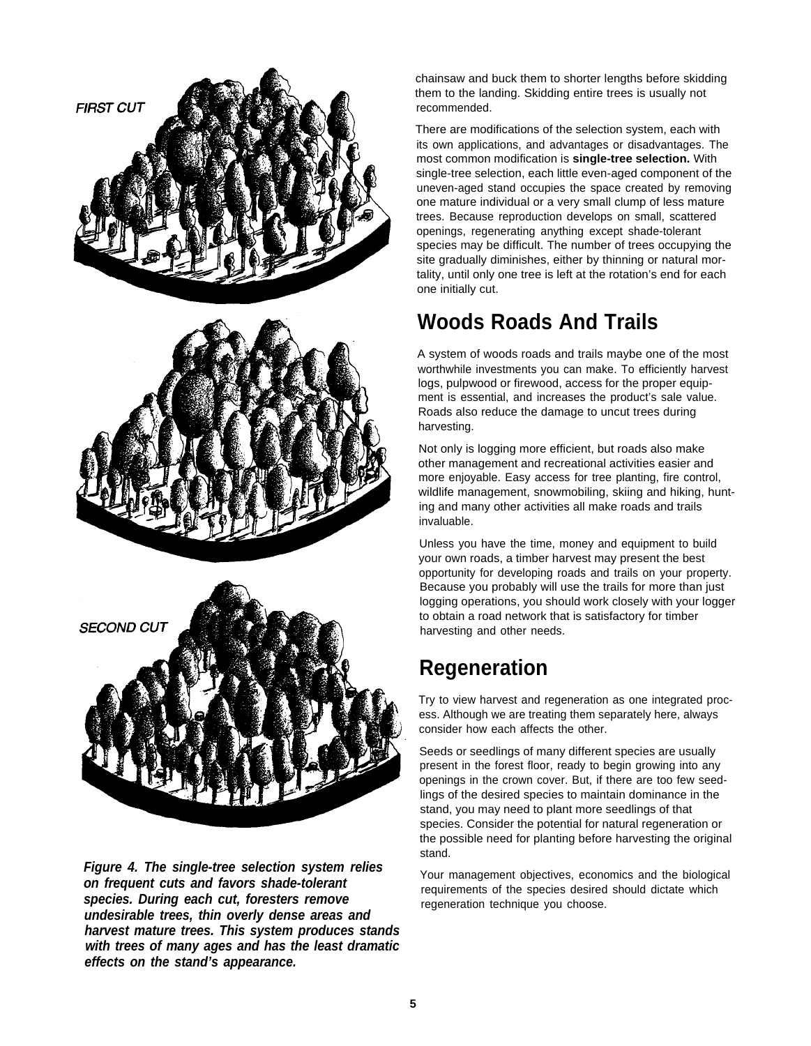FIRST CUT

SECOND CUT

***Figure 4. The single-tree selection system relies on frequent cuts and favors shade-tolerant species. During each cut, foresters remove undesirable trees, thin overly dense areas and harvest mature trees. This system produces stands with trees of many ages and has the least dramatic effects on the stand's appearance.***

chainsaw and buck them to shorter lengths before skidding them to the landing. Skidding entire trees is usually not recommended.

There are modifications of the selection system, each with its own applications, and advantages or disadvantages. The most common modification is **single-tree selection.** With single-tree selection, each little even-aged component of the uneven-aged stand occupies the space created by removing one mature individual or a very small clump of less mature trees. Because reproduction develops on small, scattered openings, regenerating anything except shade-tolerant species may be difficult. The number of trees occupying the site gradually diminishes, either by thinning or natural mortality, until only one tree is left at the rotation's end for each one initially cut.

## Woods Roads And Trails

A system of woods roads and trails maybe one of the most worthwhile investments you can make. To efficiently harvest logs, pulpwood or firewood, access for the proper equipment is essential, and increases the product's sale value. Roads also reduce the damage to uncut trees during harvesting.

Not only is logging more efficient, but roads also make other management and recreational activities easier and more enjoyable. Easy access for tree planting, fire control, wildlife management, snowmobiling, skiing and hiking, hunting and many other activities all make roads and trails invaluable.

Unless you have the time, money and equipment to build your own roads, a timber harvest may present the best opportunity for developing roads and trails on your property. Because you probably will use the trails for more than just logging operations, you should work closely with your logger to obtain a road network that is satisfactory for timber harvesting and other needs.

## Regeneration

Try to view harvest and regeneration as one integrated process. Although we are treating them separately here, always consider how each affects the other.

Seeds or seedlings of many different species are usually present in the forest floor, ready to begin growing into any openings in the crown cover. But, if there are too few seedlings of the desired species to maintain dominance in the stand, you may need to plant more seedlings of that species. Consider the potential for natural regeneration or the possible need for planting before harvesting the original stand.

Your management objectives, economics and the biological requirements of the species desired should dictate which regeneration technique you choose.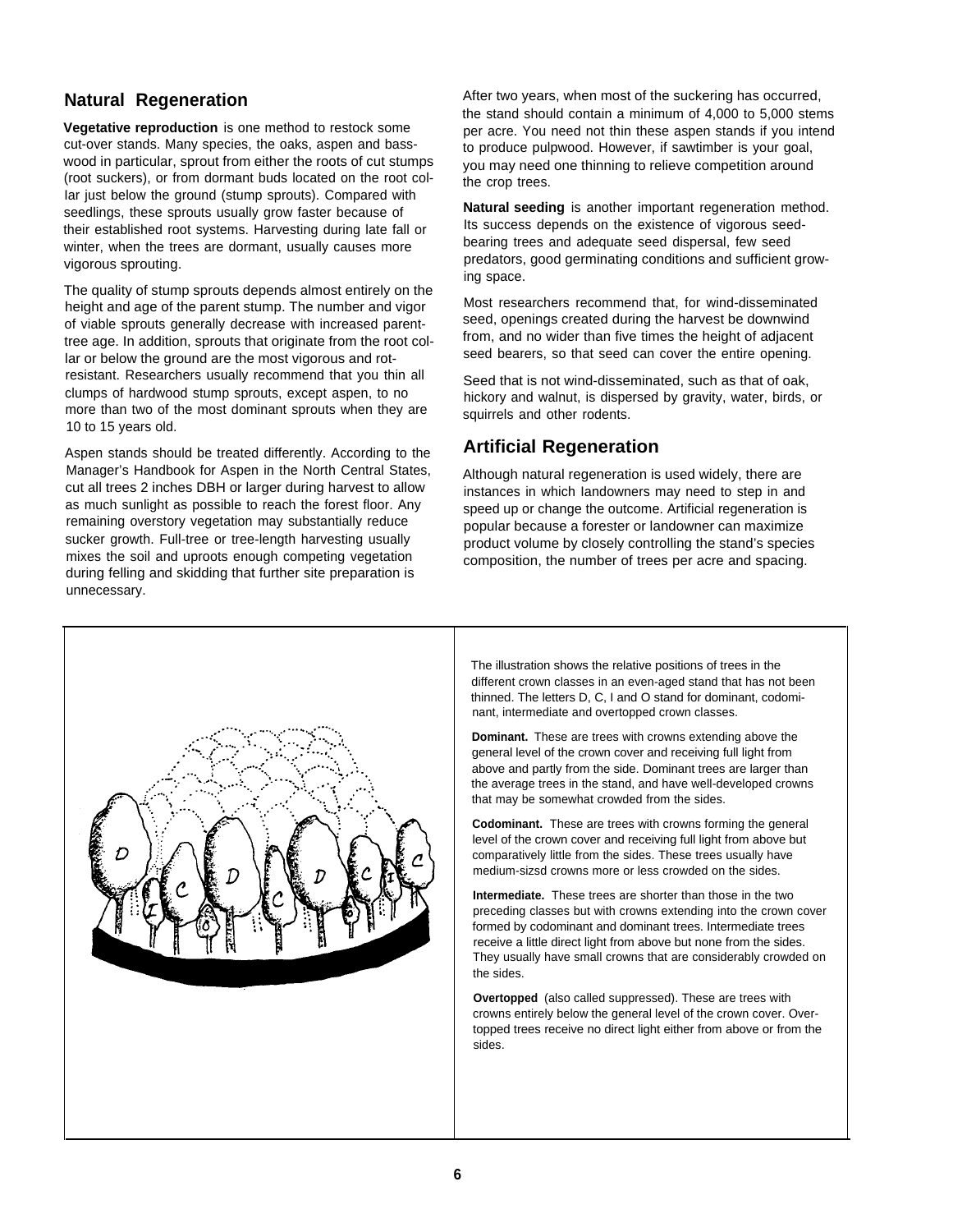## Natural Regeneration

**Vegetative reproduction** is one method to restock some cut-over stands. Many species, the oaks, aspen and basswood in particular, sprout from either the roots of cut stumps (root suckers), or from dormant buds located on the root collar just below the ground (stump sprouts). Compared with seedlings, these sprouts usually grow faster because of their established root systems. Harvesting during late fall or winter, when the trees are dormant, usually causes more vigorous sprouting.

The quality of stump sprouts depends almost entirely on the height and age of the parent stump. The number and vigor of viable sprouts generally decrease with increased parent-tree age. In addition, sprouts that originate from the root collar or below the ground are the most vigorous and rot-resistant. Researchers usually recommend that you thin all clumps of hardwood stump sprouts, except aspen, to no more than two of the most dominant sprouts when they are 10 to 15 years old.

Aspen stands should be treated differently. According to the Manager's Handbook for Aspen in the North Central States, cut all trees 2 inches DBH or larger during harvest to allow as much sunlight as possible to reach the forest floor. Any remaining overstory vegetation may substantially reduce sucker growth. Full-tree or tree-length harvesting usually mixes the soil and uproots enough competing vegetation during felling and skidding that further site preparation is unnecessary.

After two years, when most of the suckering has occurred, the stand should contain a minimum of 4,000 to 5,000 stems per acre. You need not thin these aspen stands if you intend to produce pulpwood. However, if sawtimber is your goal, you may need one thinning to relieve competition around the crop trees.

**Natural seeding** is another important regeneration method. Its success depends on the existence of vigorous seed-bearing trees and adequate seed dispersal, few seed predators, good germinating conditions and sufficient growing space.

Most researchers recommend that, for wind-disseminated seed, openings created during the harvest be downwind from, and no wider than five times the height of adjacent seed bearers, so that seed can cover the entire opening.

Seed that is not wind-disseminated, such as that of oak, hickory and walnut, is dispersed by gravity, water, birds, or squirrels and other rodents.

## Artificial Regeneration

Although natural regeneration is used widely, there are instances in which landowners may need to step in and speed up or change the outcome. Artificial regeneration is popular because a forester or landowner can maximize product volume by closely controlling the stand's species composition, the number of trees per acre and spacing.

The illustration shows the relative positions of trees in the different crown classes in an even-aged stand that has not been thinned. The letters D, C, I and O stand for dominant, codominant, intermediate and overtopped crown classes.

**Dominant.** These are trees with crowns extending above the general level of the crown cover and receiving full light from above and partly from the side. Dominant trees are larger than the average trees in the stand, and have well-developed crowns that may be somewhat crowded from the sides.

**Codominant.** These are trees with crowns forming the general level of the crown cover and receiving full light from above but comparatively little from the sides. These trees usually have medium-sizsd crowns more or less crowded on the sides.

**Intermediate.** These trees are shorter than those in the two preceding classes but with crowns extending into the crown cover formed by codominant and dominant trees. Intermediate trees receive a little direct light from above but none from the sides. They usually have small crowns that are considerably crowded on the sides.

**Overtopped** (also called suppressed). These are trees with crowns entirely below the general level of the crown cover. Overtopped trees receive no direct light either from above or from the sides.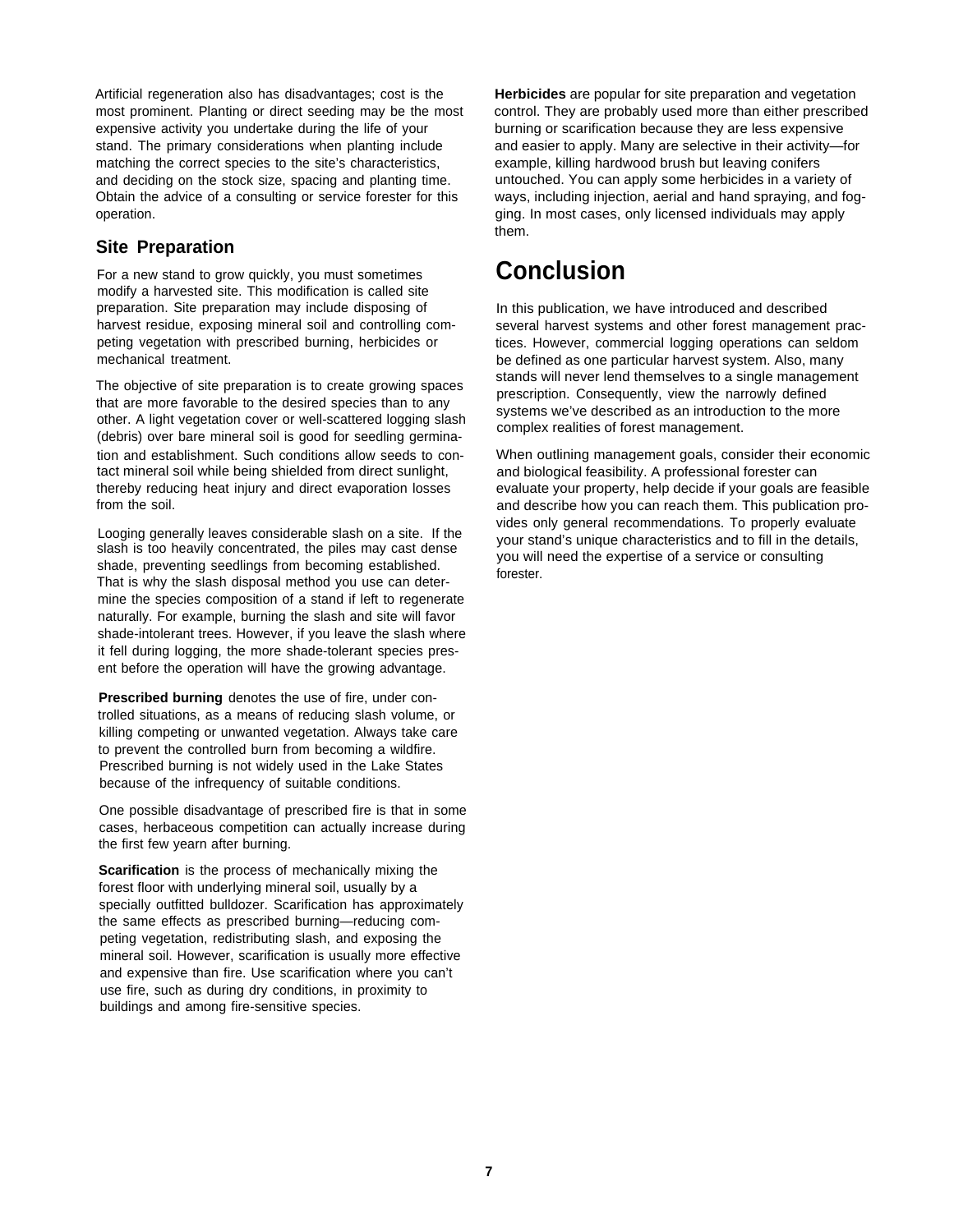Artificial regeneration also has disadvantages; cost is the most prominent. Planting or direct seeding may be the most expensive activity you undertake during the life of your stand. The primary considerations when planting include matching the correct species to the site's characteristics, and deciding on the stock size, spacing and planting time. Obtain the advice of a consulting or service forester for this operation.

### Site Preparation

For a new stand to grow quickly, you must sometimes modify a harvested site. This modification is called site preparation. Site preparation may include disposing of harvest residue, exposing mineral soil and controlling competing vegetation with prescribed burning, herbicides or mechanical treatment.

The objective of site preparation is to create growing spaces that are more favorable to the desired species than to any other. A light vegetation cover or well-scattered logging slash (debris) over bare mineral soil is good for seedling germination and establishment. Such conditions allow seeds to contact mineral soil while being shielded from direct sunlight, thereby reducing heat injury and direct evaporation losses from the soil.

Looging generally leaves considerable slash on a site. If the slash is too heavily concentrated, the piles may cast dense shade, preventing seedlings from becoming established. That is why the slash disposal method you use can determine the species composition of a stand if left to regenerate naturally. For example, burning the slash and site will favor shade-intolerant trees. However, if you leave the slash where it fell during logging, the more shade-tolerant species present before the operation will have the growing advantage.

**Prescribed burning** denotes the use of fire, under controlled situations, as a means of reducing slash volume, or killing competing or unwanted vegetation. Always take care to prevent the controlled burn from becoming a wildfire. Prescribed burning is not widely used in the Lake States because of the infrequency of suitable conditions.

One possible disadvantage of prescribed fire is that in some cases, herbaceous competition can actually increase during the first few yearn after burning.

**Scarification** is the process of mechanically mixing the forest floor with underlying mineral soil, usually by a specially outfitted bulldozer. Scarification has approximately the same effects as prescribed burning—reducing competing vegetation, redistributing slash, and exposing the mineral soil. However, scarification is usually more effective and expensive than fire. Use scarification where you can't use fire, such as during dry conditions, in proximity to buildings and among fire-sensitive species.

**Herbicides** are popular for site preparation and vegetation control. They are probably used more than either prescribed burning or scarification because they are less expensive and easier to apply. Many are selective in their activity—for example, killing hardwood brush but leaving conifers untouched. You can apply some herbicides in a variety of ways, including injection, aerial and hand spraying, and fogging. In most cases, only licensed individuals may apply them.

## Conclusion

In this publication, we have introduced and described several harvest systems and other forest management practices. However, commercial logging operations can seldom be defined as one particular harvest system. Also, many stands will never lend themselves to a single management prescription. Consequently, view the narrowly defined systems we've described as an introduction to the more complex realities of forest management.

When outlining management goals, consider their economic and biological feasibility. A professional forester can evaluate your property, help decide if your goals are feasible and describe how you can reach them. This publication provides only general recommendations. To properly evaluate your stand's unique characteristics and to fill in the details, you will need the expertise of a service or consulting forester.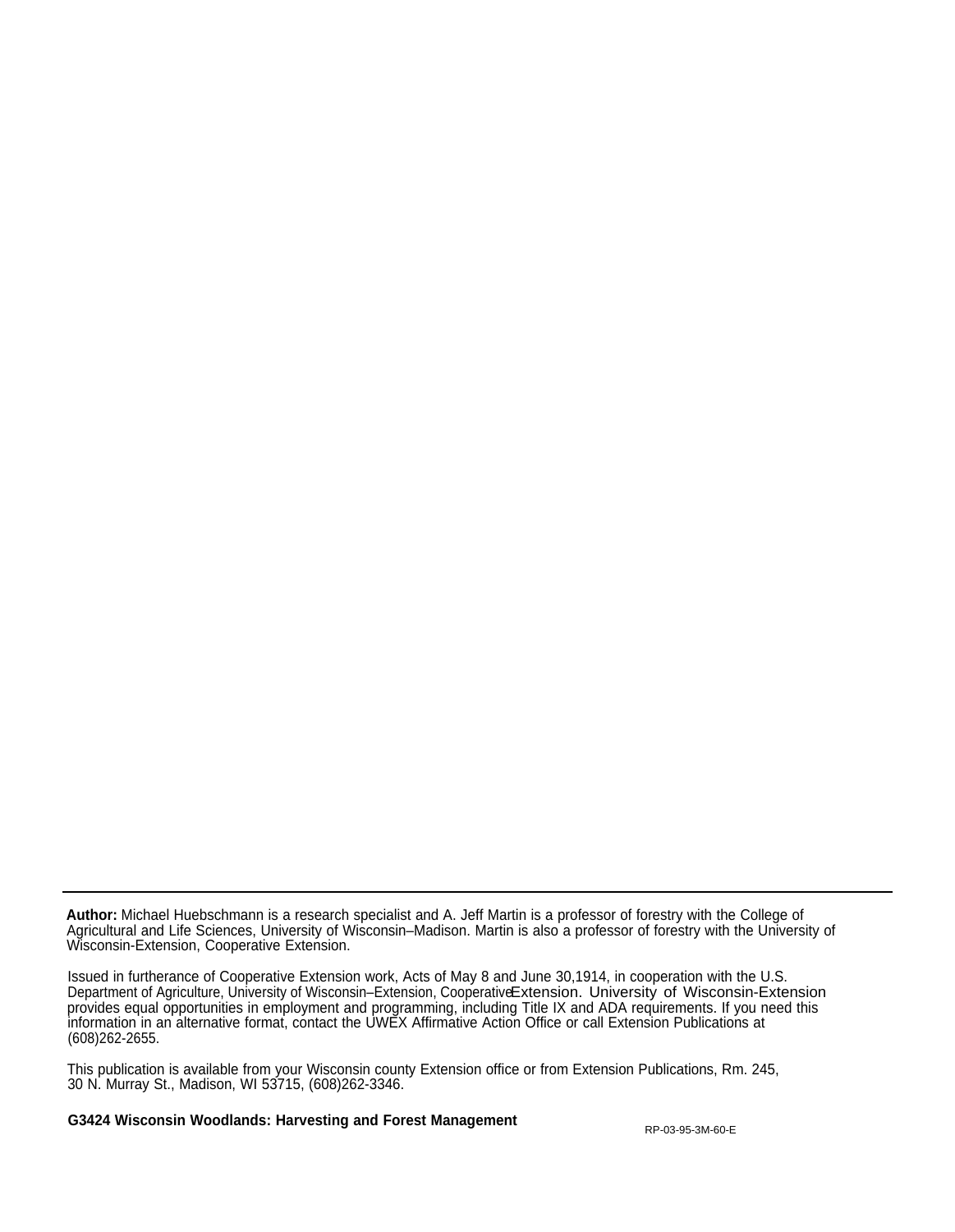**Author:** Michael Huebschmann is a research specialist and A. Jeff Martin is a professor of forestry with the College of Agricultural and Life Sciences, University of Wisconsin–Madison. Martin is also a professor of forestry with the University of Wisconsin-Extension, Cooperative Extension.

Issued in furtherance of Cooperative Extension work, Acts of May 8 and June 30,1914, in cooperation with the U.S. Department of Agriculture, University of Wisconsin–Extension, Cooperative Extension. University of Wisconsin-Extension provides equal opportunities in employment and programming, including Title IX and ADA requirements. If you need this information in an alternative format, contact the UWEX Affirmative Action Office or call Extension Publications at (608)262-2655.

This publication is available from your Wisconsin county Extension office or from Extension Publications, Rm. 245, 30 N. Murray St., Madison, WI 53715, (608)262-3346.

**G3424 Wisconsin Woodlands: Harvesting and Forest Management**

RP-03-95-3M-60-E